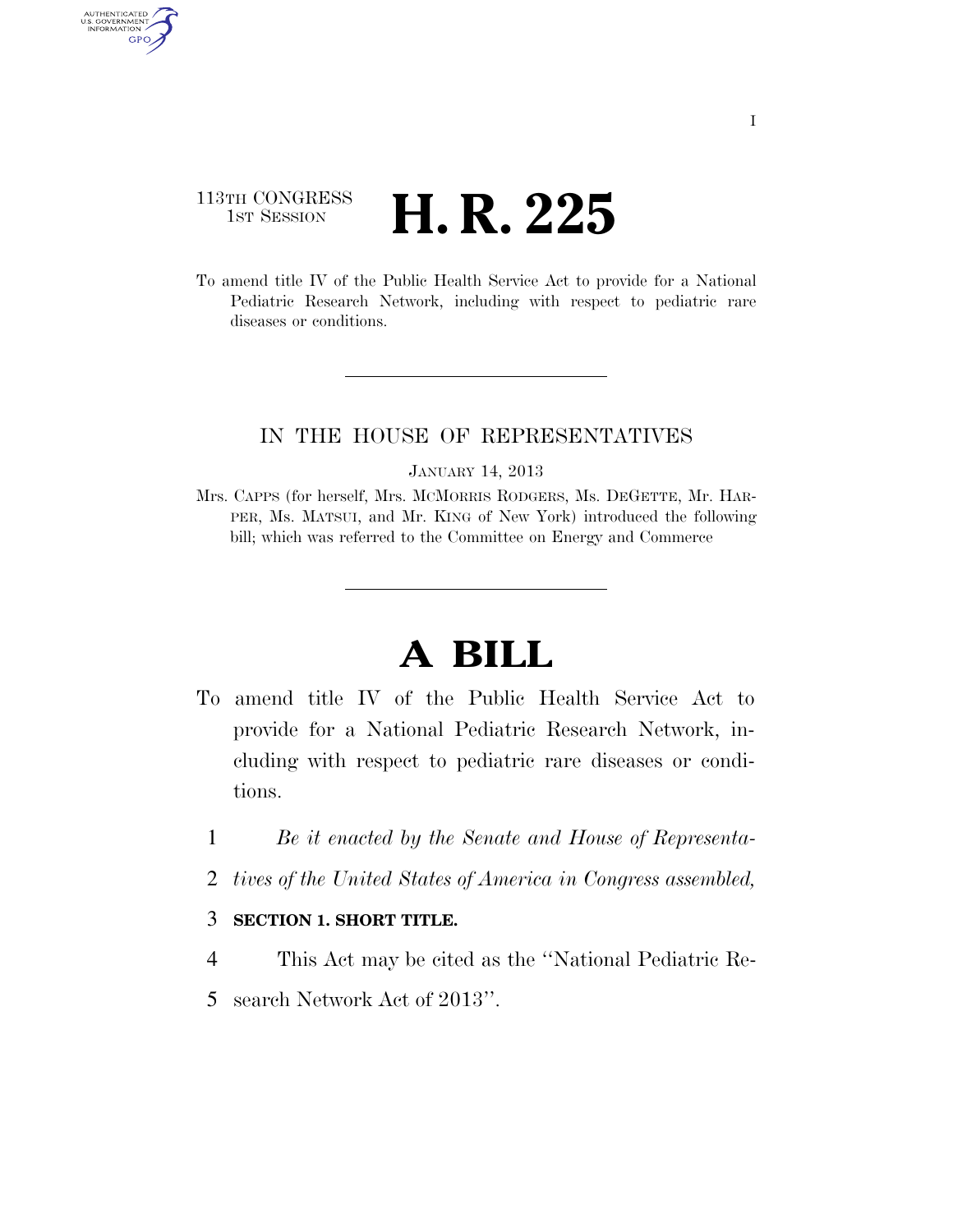113TH CONGRESS
1ST SESSION

# H. R. 225

To amend title IV of the Public Health Service Act to provide for a National Pediatric Research Network, including with respect to pediatric rare diseases or conditions.

IN THE HOUSE OF REPRESENTATIVES

JANUARY 14, 2013

Mrs. CAPPS (for herself, Mrs. MCMORRIS RODGERS, Ms. DEGETTE, Mr. HARPER, Ms. MATSUI, and Mr. KING of New York) introduced the following bill; which was referred to the Committee on Energy and Commerce

# A BILL

To amend title IV of the Public Health Service Act to provide for a National Pediatric Research Network, including with respect to pediatric rare diseases or conditions.

1 *Be it enacted by the Senate and House of Representa-*
2 *tives of the United States of America in Congress assembled,*

3 **SECTION 1. SHORT TITLE.**

4 This Act may be cited as the ''National Pediatric Re-
5 search Network Act of 2013''.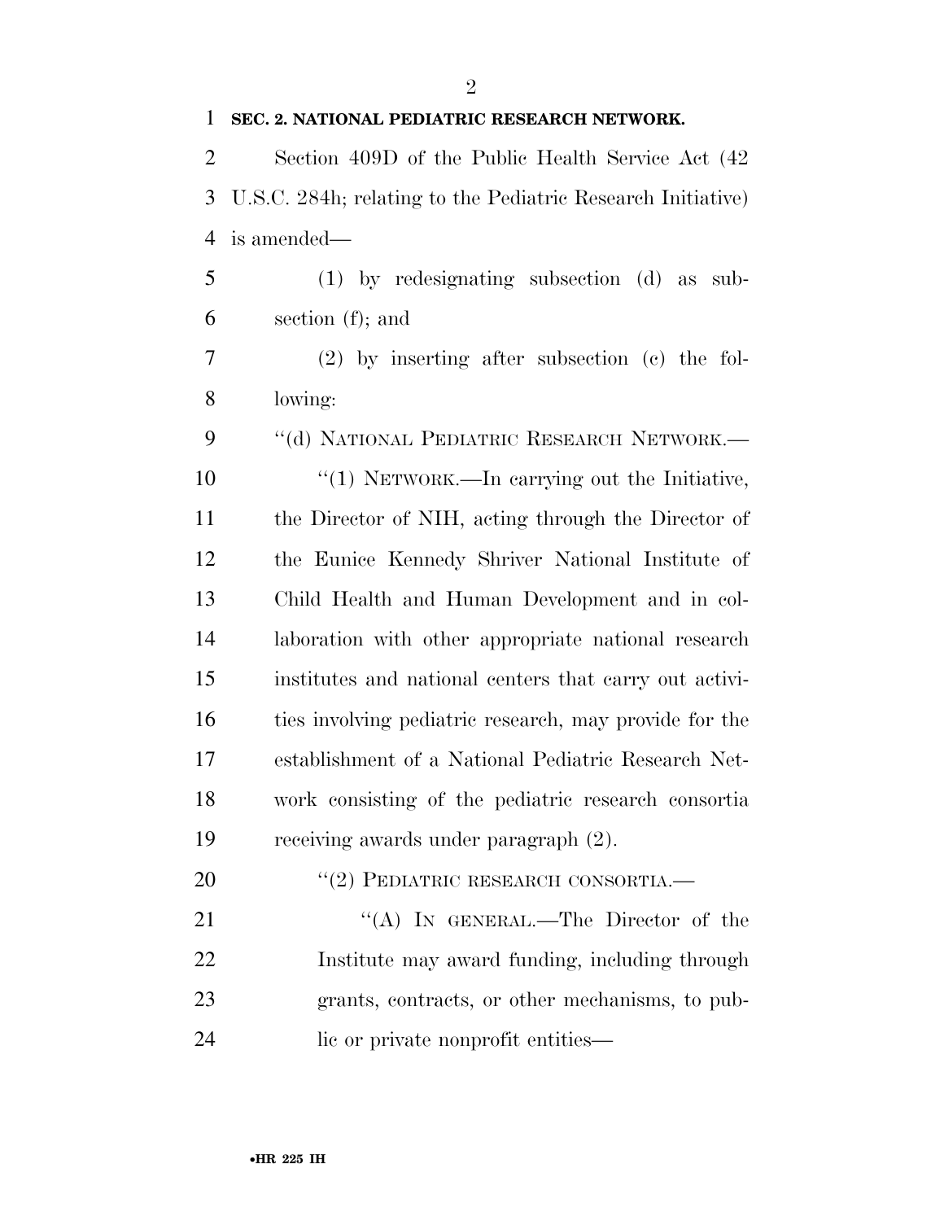**SEC. 2. NATIONAL PEDIATRIC RESEARCH NETWORK.**

Section 409D of the Public Health Service Act (42 U.S.C. 284h; relating to the Pediatric Research Initiative) is amended—

(1) by redesignating subsection (d) as subsection (f); and

(2) by inserting after subsection (c) the following:

''(d) NATIONAL PEDIATRIC RESEARCH NETWORK.—

''(1) NETWORK.—In carrying out the Initiative, the Director of NIH, acting through the Director of the Eunice Kennedy Shriver National Institute of Child Health and Human Development and in collaboration with other appropriate national research institutes and national centers that carry out activities involving pediatric research, may provide for the establishment of a National Pediatric Research Network consisting of the pediatric research consortia receiving awards under paragraph (2).

''(2) PEDIATRIC RESEARCH CONSORTIA.—

''(A) IN GENERAL.—The Director of the Institute may award funding, including through grants, contracts, or other mechanisms, to public or private nonprofit entities—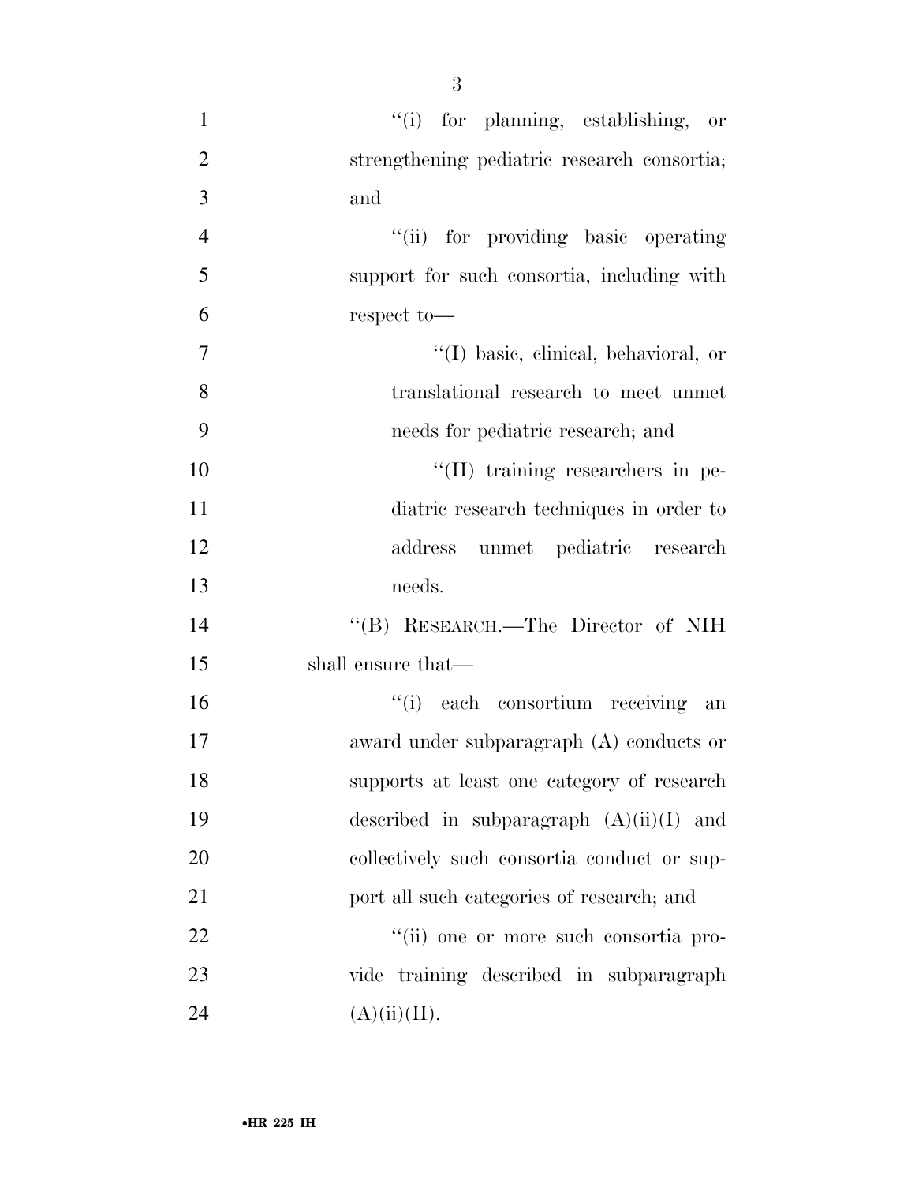"(i) for planning, establishing, or strengthening pediatric research consortia; and

"(ii) for providing basic operating support for such consortia, including with respect to—

"(I) basic, clinical, behavioral, or translational research to meet unmet needs for pediatric research; and

"(II) training researchers in pediatric research techniques in order to address unmet pediatric research needs.

"(B) RESEARCH.—The Director of NIH shall ensure that—

"(i) each consortium receiving an award under subparagraph (A) conducts or supports at least one category of research described in subparagraph (A)(ii)(I) and collectively such consortia conduct or support all such categories of research; and

"(ii) one or more such consortia provide training described in subparagraph (A)(ii)(II).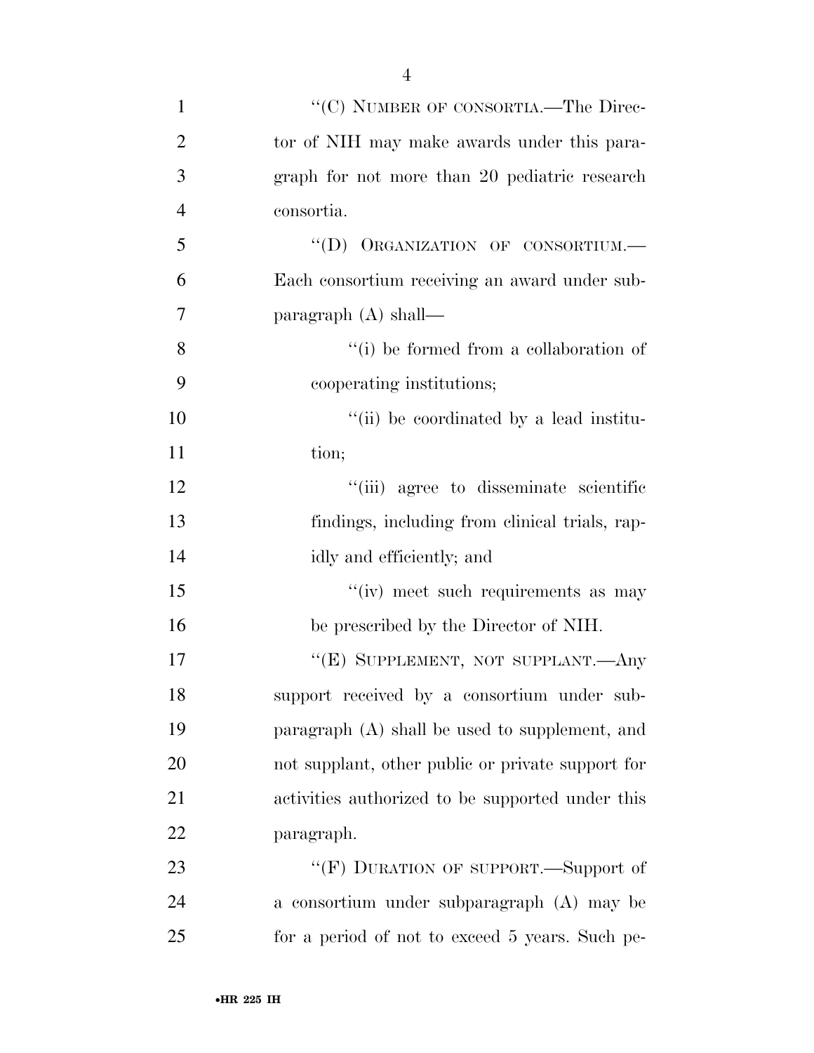"(C) NUMBER OF CONSORTIA.—The Director of NIH may make awards under this paragraph for not more than 20 pediatric research consortia.

"(D) ORGANIZATION OF CONSORTIUM.—Each consortium receiving an award under subparagraph (A) shall—

"(i) be formed from a collaboration of cooperating institutions;

"(ii) be coordinated by a lead institution;

"(iii) agree to disseminate scientific findings, including from clinical trials, rapidly and efficiently; and

"(iv) meet such requirements as may be prescribed by the Director of NIH.

"(E) SUPPLEMENT, NOT SUPPLANT.—Any support received by a consortium under subparagraph (A) shall be used to supplement, and not supplant, other public or private support for activities authorized to be supported under this paragraph.

"(F) DURATION OF SUPPORT.—Support of a consortium under subparagraph (A) may be for a period of not to exceed 5 years. Such pe-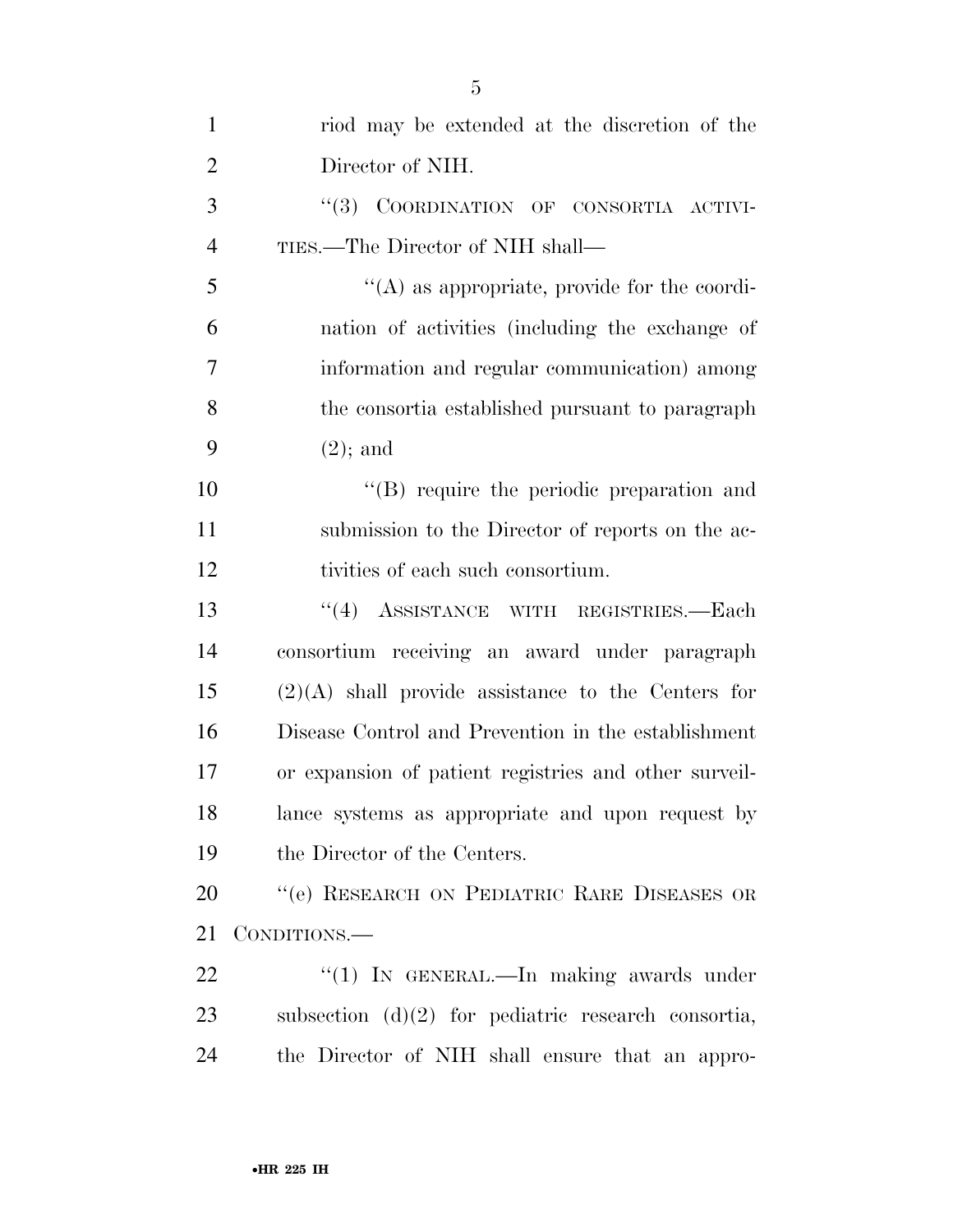riod may be extended at the discretion of the Director of NIH.

"(3) COORDINATION OF CONSORTIA ACTIVITIES.—The Director of NIH shall—

"(A) as appropriate, provide for the coordination of activities (including the exchange of information and regular communication) among the consortia established pursuant to paragraph (2); and

"(B) require the periodic preparation and submission to the Director of reports on the activities of each such consortium.

"(4) ASSISTANCE WITH REGISTRIES.—Each consortium receiving an award under paragraph (2)(A) shall provide assistance to the Centers for Disease Control and Prevention in the establishment or expansion of patient registries and other surveillance systems as appropriate and upon request by the Director of the Centers.

"(e) RESEARCH ON PEDIATRIC RARE DISEASES OR CONDITIONS.—

"(1) IN GENERAL.—In making awards under subsection (d)(2) for pediatric research consortia, the Director of NIH shall ensure that an appro-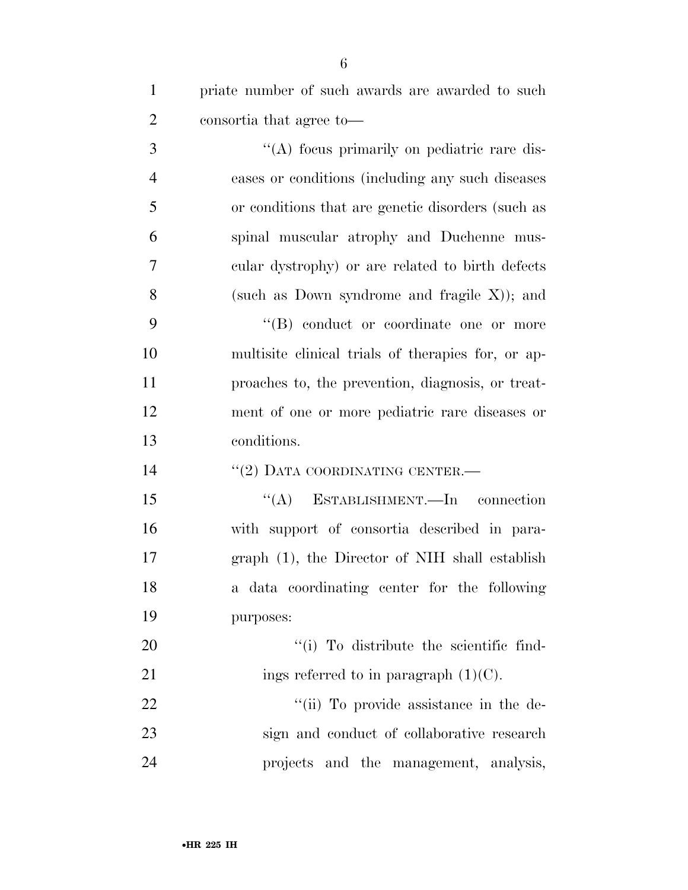priate number of such awards are awarded to such consortia that agree to—

"(A) focus primarily on pediatric rare diseases or conditions (including any such diseases or conditions that are genetic disorders (such as spinal muscular atrophy and Duchenne muscular dystrophy) or are related to birth defects (such as Down syndrome and fragile X)); and

"(B) conduct or coordinate one or more multisite clinical trials of therapies for, or approaches to, the prevention, diagnosis, or treatment of one or more pediatric rare diseases or conditions.

"(2) DATA COORDINATING CENTER.—

"(A) ESTABLISHMENT.—In connection with support of consortia described in paragraph (1), the Director of NIH shall establish a data coordinating center for the following purposes:

"(i) To distribute the scientific findings referred to in paragraph (1)(C).

"(ii) To provide assistance in the design and conduct of collaborative research projects and the management, analysis,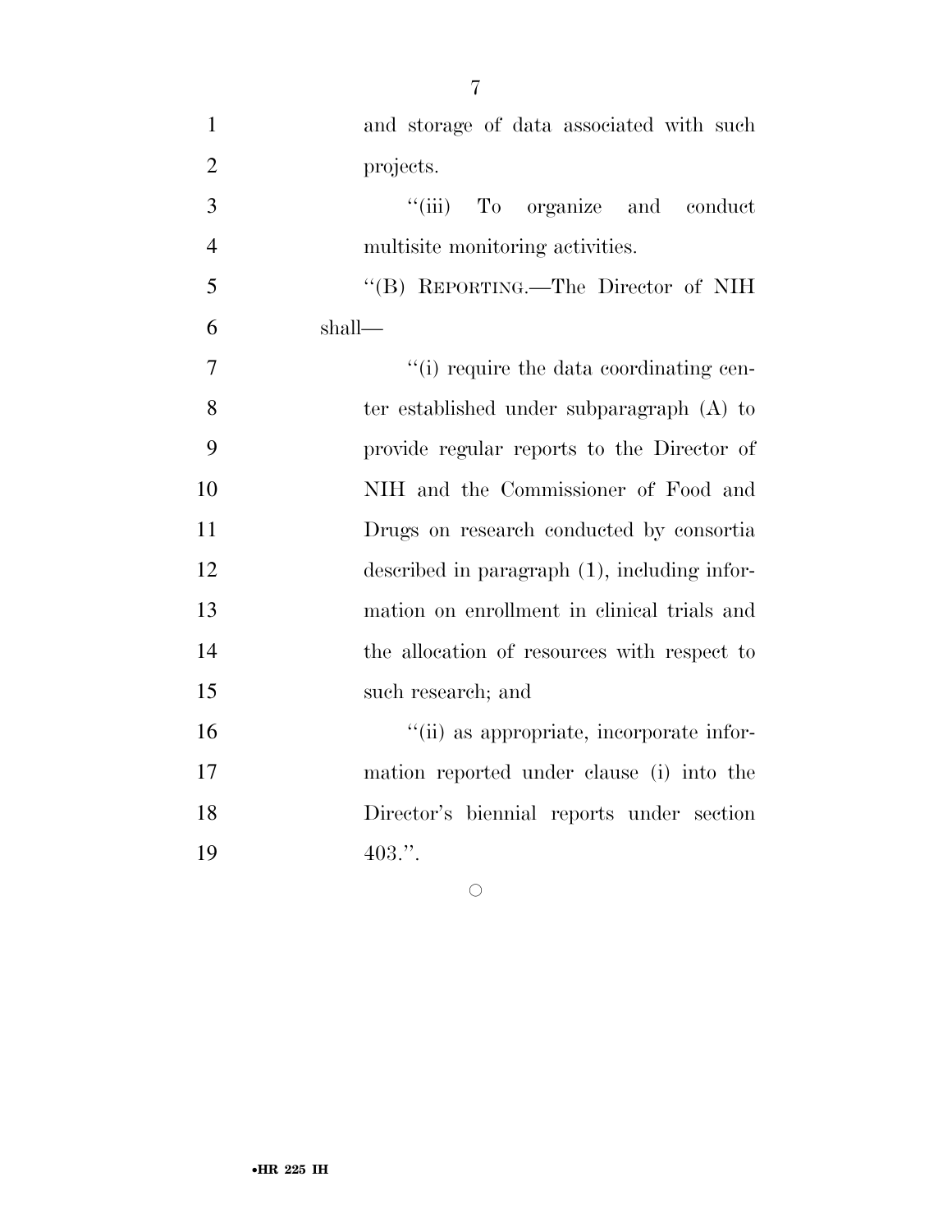and storage of data associated with such projects.

"(iii) To organize and conduct multisite monitoring activities.

"(B) REPORTING.—The Director of NIH shall—

"(i) require the data coordinating center established under subparagraph (A) to provide regular reports to the Director of NIH and the Commissioner of Food and Drugs on research conducted by consortia described in paragraph (1), including information on enrollment in clinical trials and the allocation of resources with respect to such research; and

"(ii) as appropriate, incorporate information reported under clause (i) into the Director's biennial reports under section 403.".

○